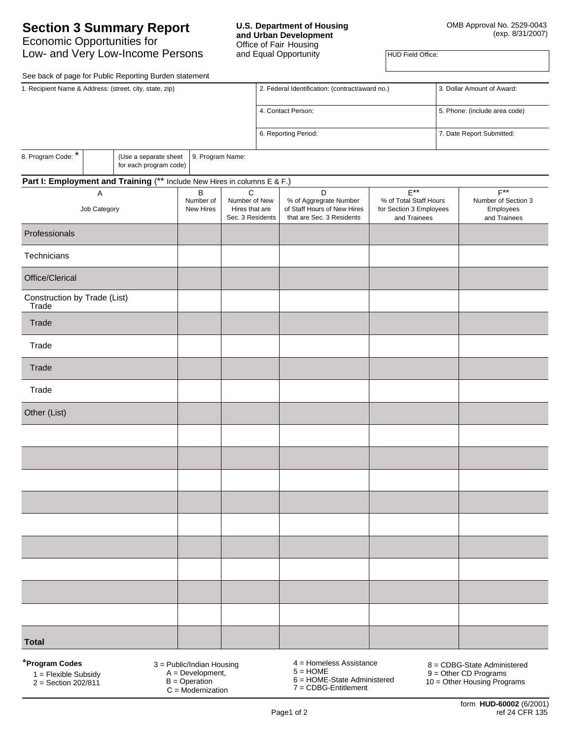# Section 3 Summary Report

Economic Opportunities for
Low- and Very Low-Income Persons

**U.S. Department of Housing and Urban Development**
Office of Fair Housing
and Equal Opportunity

OMB Approval No. 2529-0043
(exp. 8/31/2007)

HUD Field Office:

See back of page for Public Reporting Burden statement

| 1. Recipient Name & Address: (street, city, state, zip) | 2. Federal Identification: (contract/award no.) | 3. Dollar Amount of Award: |
|---|---|---|
| | 4. Contact Person: | 5. Phone: (include area code) |
| | 6. Reporting Period: | 7. Date Report Submitted: |

| 8. Program Code: * | | (Use a separate sheet for each program code) | 9. Program Name: |
|---|---|---|---|

**Part I: Employment and Training** (** Include New Hires in columns E & F.)

| A<br>Job Category | B<br>Number of New Hires | C<br>Number of New Hires that are Sec. 3 Residents | D<br>% of Aggregrate Number of Staff Hours of New Hires that are Sec. 3 Residents | E**<br>% of Total Staff Hours for Section 3 Employees and Trainees | F**<br>Number of Section 3 Employees and Trainees |
|---|---|---|---|---|---|
| Professionals | | | | | |
| Technicians | | | | | |
| Office/Clerical | | | | | |
| Construction by Trade (List)<br>Trade | | | | | |
| Trade | | | | | |
| Trade | | | | | |
| Trade | | | | | |
| Trade | | | | | |
| Other (List) | | | | | |
| | | | | | |
| | | | | | |
| | | | | | |
| | | | | | |
| | | | | | |
| | | | | | |
| | | | | | |
| | | | | | |
| | | | | | |
| **Total** | | | | | |

*__Program Codes__
1 = Flexible Subsidy
2 = Section 202/811
3 = Public/Indian Housing
  A = Development,
  B = Operation
  C = Modernization
4 = Homeless Assistance
5 = HOME
6 = HOME-State Administered
7 = CDBG-Entitlement
8 = CDBG-State Administered
9 = Other CD Programs
10 = Other Housing Programs

form **HUD-60002** (6/2001)
ref 24 CFR 135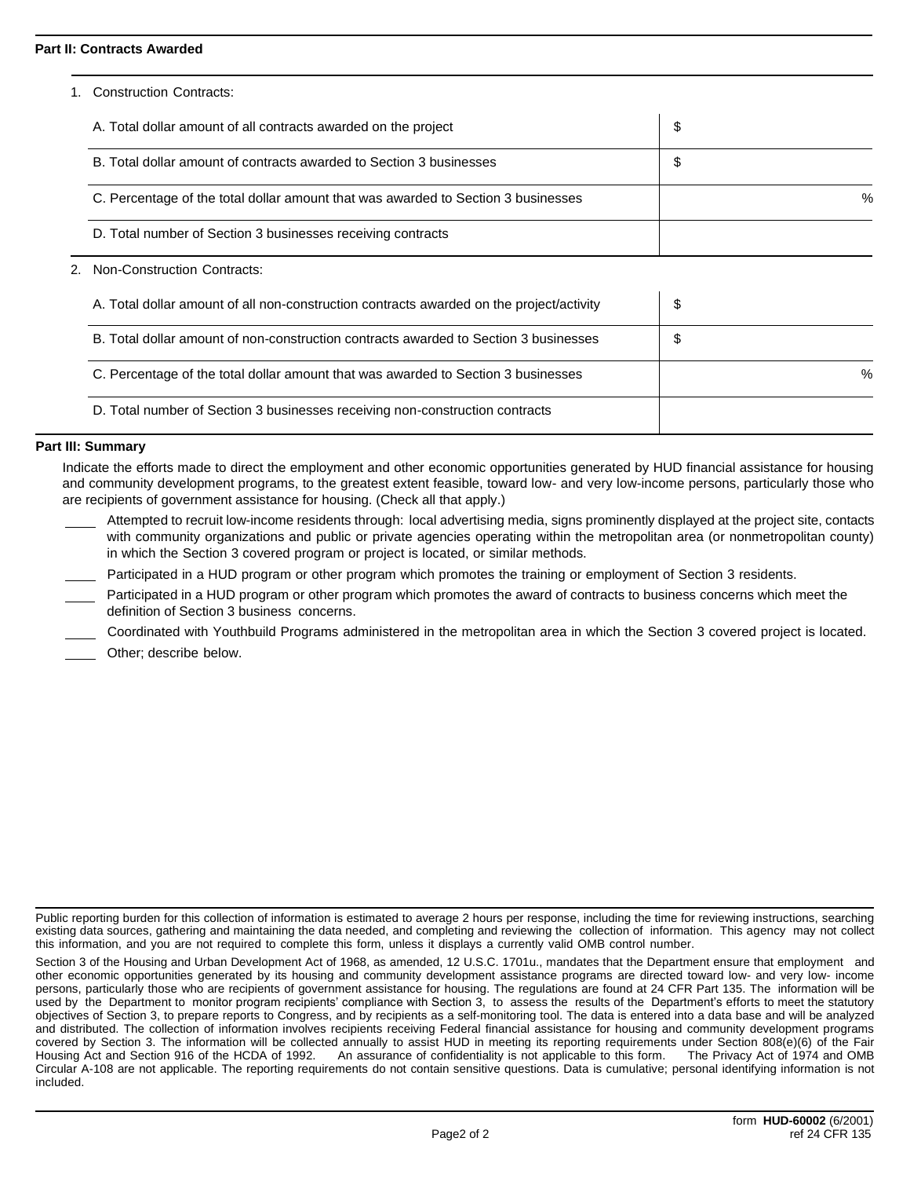**Part II: Contracts Awarded**

1. Construction Contracts:

| | |
|---|---|
| A. Total dollar amount of all contracts awarded on the project | $ |
| B. Total dollar amount of contracts awarded to Section 3 businesses | $ |
| C. Percentage of the total dollar amount that was awarded to Section 3 businesses | % |
| D. Total number of Section 3 businesses receiving contracts | |

2. Non-Construction Contracts:

| | |
|---|---|
| A. Total dollar amount of all non-construction contracts awarded on the project/activity | $ |
| B. Total dollar amount of non-construction contracts awarded to Section 3 businesses | $ |
| C. Percentage of the total dollar amount that was awarded to Section 3 businesses | % |
| D. Total number of Section 3 businesses receiving non-construction contracts | |

**Part III: Summary**

Indicate the efforts made to direct the employment and other economic opportunities generated by HUD financial assistance for housing and community development programs, to the greatest extent feasible, toward low- and very low-income persons, particularly those who are recipients of government assistance for housing. (Check all that apply.)

____ Attempted to recruit low-income residents through: local advertising media, signs prominently displayed at the project site, contacts with community organizations and public or private agencies operating within the metropolitan area (or nonmetropolitan county) in which the Section 3 covered program or project is located, or similar methods.

____ Participated in a HUD program or other program which promotes the training or employment of Section 3 residents.

____ Participated in a HUD program or other program which promotes the award of contracts to business concerns which meet the definition of Section 3 business concerns.

____ Coordinated with Youthbuild Programs administered in the metropolitan area in which the Section 3 covered project is located.

____ Other; describe below.

Public reporting burden for this collection of information is estimated to average 2 hours per response, including the time for reviewing instructions, searching existing data sources, gathering and maintaining the data needed, and completing and reviewing the collection of information. This agency may not collect this information, and you are not required to complete this form, unless it displays a currently valid OMB control number.

Section 3 of the Housing and Urban Development Act of 1968, as amended, 12 U.S.C. 1701u., mandates that the Department ensure that employment and other economic opportunities generated by its housing and community development assistance programs are directed toward low- and very low- income persons, particularly those who are recipients of government assistance for housing. The regulations are found at 24 CFR Part 135. The information will be used by the Department to monitor program recipients' compliance with Section 3, to assess the results of the Department's efforts to meet the statutory objectives of Section 3, to prepare reports to Congress, and by recipients as a self-monitoring tool. The data is entered into a data base and will be analyzed and distributed. The collection of information involves recipients receiving Federal financial assistance for housing and community development programs covered by Section 3. The information will be collected annually to assist HUD in meeting its reporting requirements under Section 808(e)(6) of the Fair Housing Act and Section 916 of the HCDA of 1992. An assurance of confidentiality is not applicable to this form. The Privacy Act of 1974 and OMB Circular A-108 are not applicable. The reporting requirements do not contain sensitive questions. Data is cumulative; personal identifying information is not included.

form **HUD-60002** (6/2001)
ref 24 CFR 135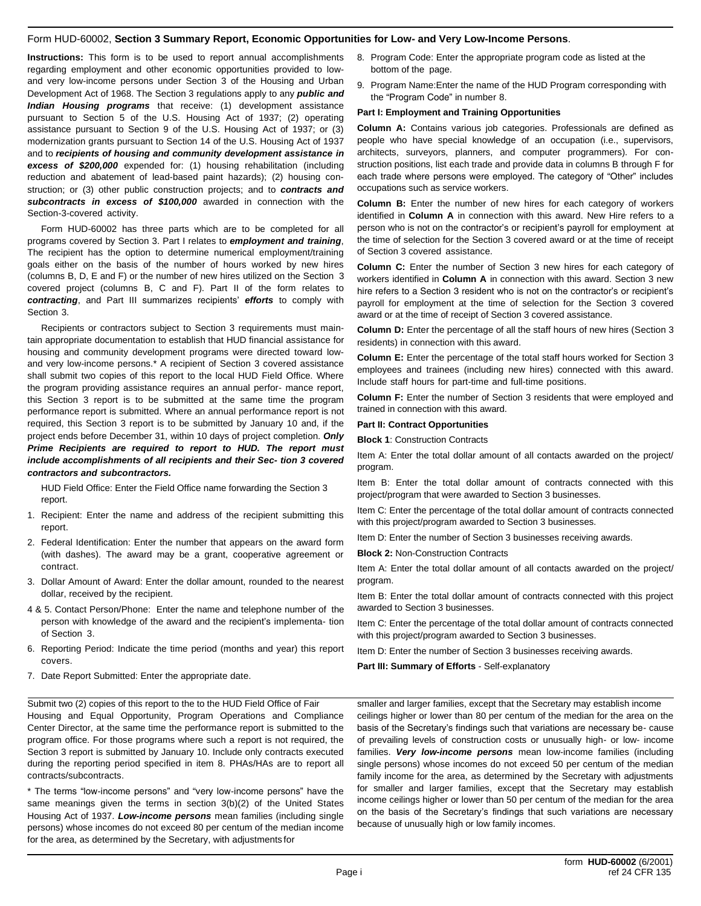Form HUD-60002, **Section 3 Summary Report, Economic Opportunities for Low- and Very Low-Income Persons**.

**Instructions:** This form is to be used to report annual accomplishments regarding employment and other economic opportunities provided to low- and very low-income persons under Section 3 of the Housing and Urban Development Act of 1968. The Section 3 regulations apply to any ***public and Indian Housing programs*** that receive: (1) development assistance pursuant to Section 5 of the U.S. Housing Act of 1937; (2) operating assistance pursuant to Section 9 of the U.S. Housing Act of 1937; or (3) modernization grants pursuant to Section 14 of the U.S. Housing Act of 1937 and to ***recipients of housing and community development assistance in excess of $200,000*** expended for: (1) housing rehabilitation (including reduction and abatement of lead-based paint hazards); (2) housing construction; or (3) other public construction projects; and to ***contracts and subcontracts in excess of $100,000*** awarded in connection with the Section-3-covered activity.

Form HUD-60002 has three parts which are to be completed for all programs covered by Section 3. Part I relates to ***employment and training***, The recipient has the option to determine numerical employment/training goals either on the basis of the number of hours worked by new hires (columns B, D, E and F) or the number of new hires utilized on the Section 3 covered project (columns B, C and F). Part II of the form relates to ***contracting***, and Part III summarizes recipients' ***efforts*** to comply with Section 3.

Recipients or contractors subject to Section 3 requirements must maintain appropriate documentation to establish that HUD financial assistance for housing and community development programs were directed toward low- and very low-income persons.* A recipient of Section 3 covered assistance shall submit two copies of this report to the local HUD Field Office. Where the program providing assistance requires an annual perfor- mance report, this Section 3 report is to be submitted at the same time the program performance report is submitted. Where an annual performance report is not required, this Section 3 report is to be submitted by January 10 and, if the project ends before December 31, within 10 days of project completion. ***Only Prime Recipients are required to report to HUD. The report must include accomplishments of all recipients and their Sec- tion 3 covered contractors and subcontractors.***

HUD Field Office: Enter the Field Office name forwarding the Section 3 report.

1. Recipient: Enter the name and address of the recipient submitting this report.
2. Federal Identification: Enter the number that appears on the award form (with dashes). The award may be a grant, cooperative agreement or contract.
3. Dollar Amount of Award: Enter the dollar amount, rounded to the nearest dollar, received by the recipient.
4. & 5. Contact Person/Phone: Enter the name and telephone number of the person with knowledge of the award and the recipient's implementa- tion of Section 3.
6. Reporting Period: Indicate the time period (months and year) this report covers.
7. Date Report Submitted: Enter the appropriate date.
8. Program Code: Enter the appropriate program code as listed at the bottom of the page.
9. Program Name:Enter the name of the HUD Program corresponding with the "Program Code" in number 8.

**Part I: Employment and Training Opportunities**

**Column A:** Contains various job categories. Professionals are defined as people who have special knowledge of an occupation (i.e., supervisors, architects, surveyors, planners, and computer programmers). For con- struction positions, list each trade and provide data in columns B through F for each trade where persons were employed. The category of "Other" includes occupations such as service workers.

**Column B:** Enter the number of new hires for each category of workers identified in **Column A** in connection with this award. New Hire refers to a person who is not on the contractor's or recipient's payroll for employment at the time of selection for the Section 3 covered award or at the time of receipt of Section 3 covered assistance.

**Column C:** Enter the number of Section 3 new hires for each category of workers identified in **Column A** in connection with this award. Section 3 new hire refers to a Section 3 resident who is not on the contractor's or recipient's payroll for employment at the time of selection for the Section 3 covered award or at the time of receipt of Section 3 covered assistance.

**Column D:** Enter the percentage of all the staff hours of new hires (Section 3 residents) in connection with this award.

**Column E:** Enter the percentage of the total staff hours worked for Section 3 employees and trainees (including new hires) connected with this award. Include staff hours for part-time and full-time positions.

**Column F:** Enter the number of Section 3 residents that were employed and trained in connection with this award.

**Part II: Contract Opportunities**

**Block 1**: Construction Contracts

Item A: Enter the total dollar amount of all contacts awarded on the project/ program.

Item B: Enter the total dollar amount of contracts connected with this project/program that were awarded to Section 3 businesses.

Item C: Enter the percentage of the total dollar amount of contracts connected with this project/program awarded to Section 3 businesses.

Item D: Enter the number of Section 3 businesses receiving awards.

**Block 2:** Non-Construction Contracts

Item A: Enter the total dollar amount of all contacts awarded on the project/ program.

Item B: Enter the total dollar amount of contracts connected with this project awarded to Section 3 businesses.

Item C: Enter the percentage of the total dollar amount of contracts connected with this project/program awarded to Section 3 businesses.

Item D: Enter the number of Section 3 businesses receiving awards.

**Part III: Summary of Efforts** - Self-explanatory

---

Submit two (2) copies of this report to the to the HUD Field Office of Fair Housing and Equal Opportunity, Program Operations and Compliance Center Director, at the same time the performance report is submitted to the program office. For those programs where such a report is not required, the Section 3 report is submitted by January 10. Include only contracts executed during the reporting period specified in item 8. PHAs/HAs are to report all contracts/subcontracts.

\* The terms "low-income persons" and "very low-income persons" have the same meanings given the terms in section 3(b)(2) of the United States Housing Act of 1937. ***Low-income persons*** mean families (including single persons) whose incomes do not exceed 80 per centum of the median income for the area, as determined by the Secretary, with adjustments for smaller and larger families, except that the Secretary may establish income ceilings higher or lower than 80 per centum of the median for the area on the basis of the Secretary's findings such that variations are necessary be- cause of prevailing levels of construction costs or unusually high- or low- income families. ***Very low-income persons*** mean low-income families (including single persons) whose incomes do not exceed 50 per centum of the median family income for the area, as determined by the Secretary with adjustments for smaller and larger families, except that the Secretary may establish income ceilings higher or lower than 50 per centum of the median for the area on the basis of the Secretary's findings that such variations are necessary because of unusually high or low family incomes.

form **HUD-60002** (6/2001)
ref 24 CFR 135